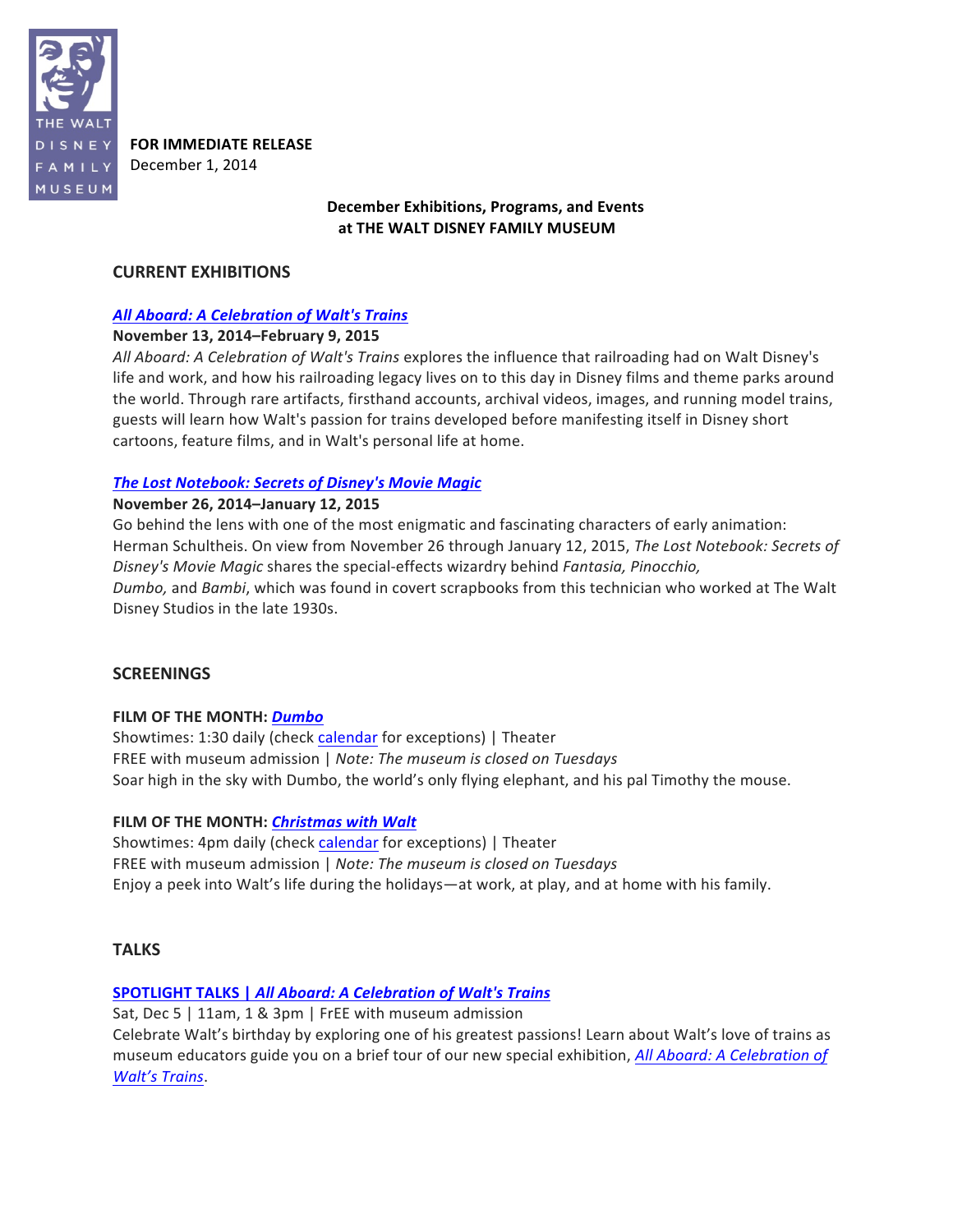THE WALT DISNEY FAMILY MUSEUM

**FOR IMMEDIATE RELEASE**
December 1, 2014

**December Exhibitions, Programs, and Events at THE WALT DISNEY FAMILY MUSEUM**

## CURRENT EXHIBITIONS

### ***All Aboard: A Celebration of Walt's Trains***

**November 13, 2014–February 9, 2015**

*All Aboard: A Celebration of Walt's Trains* explores the influence that railroading had on Walt Disney's life and work, and how his railroading legacy lives on to this day in Disney films and theme parks around the world. Through rare artifacts, firsthand accounts, archival videos, images, and running model trains, guests will learn how Walt's passion for trains developed before manifesting itself in Disney short cartoons, feature films, and in Walt's personal life at home.

### ***The Lost Notebook: Secrets of Disney's Movie Magic***

**November 26, 2014–January 12, 2015**

Go behind the lens with one of the most enigmatic and fascinating characters of early animation: Herman Schultheis. On view from November 26 through January 12, 2015, *The Lost Notebook: Secrets of Disney's Movie Magic* shares the special-effects wizardry behind *Fantasia, Pinocchio, Dumbo,* and *Bambi*, which was found in covert scrapbooks from this technician who worked at The Walt Disney Studios in the late 1930s.

## SCREENINGS

**FILM OF THE MONTH: *Dumbo***

Showtimes: 1:30 daily (check calendar for exceptions) | Theater
FREE with museum admission | *Note: The museum is closed on Tuesdays*
Soar high in the sky with Dumbo, the world's only flying elephant, and his pal Timothy the mouse.

**FILM OF THE MONTH: *Christmas with Walt***

Showtimes: 4pm daily (check calendar for exceptions) | Theater
FREE with museum admission | *Note: The museum is closed on Tuesdays*
Enjoy a peek into Walt's life during the holidays—at work, at play, and at home with his family.

## TALKS

**SPOTLIGHT TALKS | *All Aboard: A Celebration of Walt's Trains***

Sat, Dec 5 | 11am, 1 & 3pm | FrEE with museum admission
Celebrate Walt's birthday by exploring one of his greatest passions! Learn about Walt's love of trains as museum educators guide you on a brief tour of our new special exhibition, *All Aboard: A Celebration of Walt's Trains*.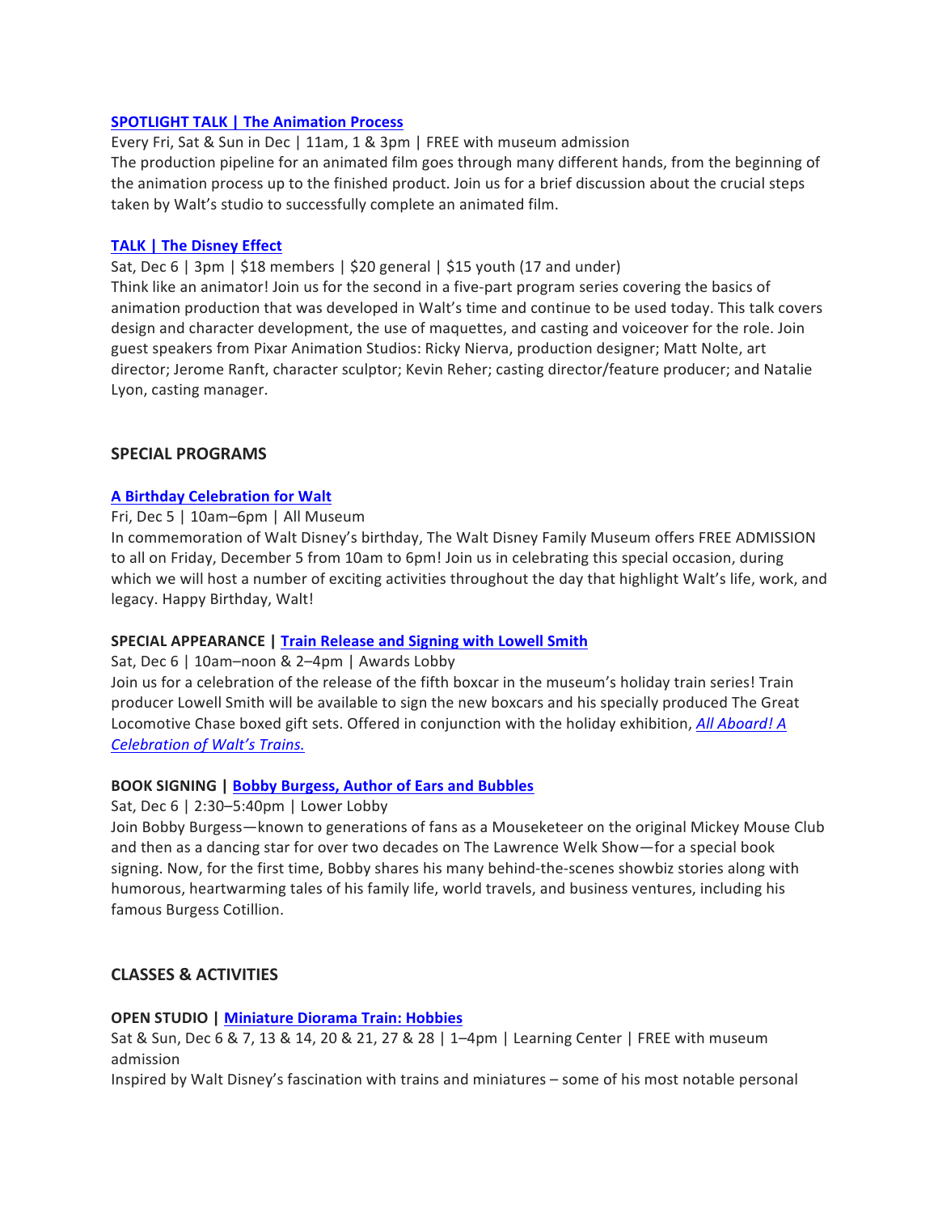**SPOTLIGHT TALK | The Animation Process**

Every Fri, Sat & Sun in Dec | 11am, 1 & 3pm | FREE with museum admission

The production pipeline for an animated film goes through many different hands, from the beginning of the animation process up to the finished product. Join us for a brief discussion about the crucial steps taken by Walt's studio to successfully complete an animated film.

**TALK | The Disney Effect**

Sat, Dec 6 | 3pm | $18 members | $20 general | $15 youth (17 and under)

Think like an animator! Join us for the second in a five-part program series covering the basics of animation production that was developed in Walt's time and continue to be used today. This talk covers design and character development, the use of maquettes, and casting and voiceover for the role. Join guest speakers from Pixar Animation Studios: Ricky Nierva, production designer; Matt Nolte, art director; Jerome Ranft, character sculptor; Kevin Reher; casting director/feature producer; and Natalie Lyon, casting manager.

## SPECIAL PROGRAMS

**A Birthday Celebration for Walt**

Fri, Dec 5 | 10am–6pm | All Museum

In commemoration of Walt Disney's birthday, The Walt Disney Family Museum offers FREE ADMISSION to all on Friday, December 5 from 10am to 6pm! Join us in celebrating this special occasion, during which we will host a number of exciting activities throughout the day that highlight Walt's life, work, and legacy. Happy Birthday, Walt!

**SPECIAL APPEARANCE | Train Release and Signing with Lowell Smith**

Sat, Dec 6 | 10am–noon & 2–4pm | Awards Lobby

Join us for a celebration of the release of the fifth boxcar in the museum's holiday train series! Train producer Lowell Smith will be available to sign the new boxcars and his specially produced The Great Locomotive Chase boxed gift sets. Offered in conjunction with the holiday exhibition, *All Aboard! A Celebration of Walt's Trains.*

**BOOK SIGNING | Bobby Burgess, Author of Ears and Bubbles**

Sat, Dec 6 | 2:30–5:40pm | Lower Lobby

Join Bobby Burgess—known to generations of fans as a Mouseketeer on the original Mickey Mouse Club and then as a dancing star for over two decades on The Lawrence Welk Show—for a special book signing. Now, for the first time, Bobby shares his many behind-the-scenes showbiz stories along with humorous, heartwarming tales of his family life, world travels, and business ventures, including his famous Burgess Cotillion.

## CLASSES & ACTIVITIES

**OPEN STUDIO | Miniature Diorama Train: Hobbies**

Sat & Sun, Dec 6 & 7, 13 & 14, 20 & 21, 27 & 28 | 1–4pm | Learning Center | FREE with museum admission

Inspired by Walt Disney's fascination with trains and miniatures – some of his most notable personal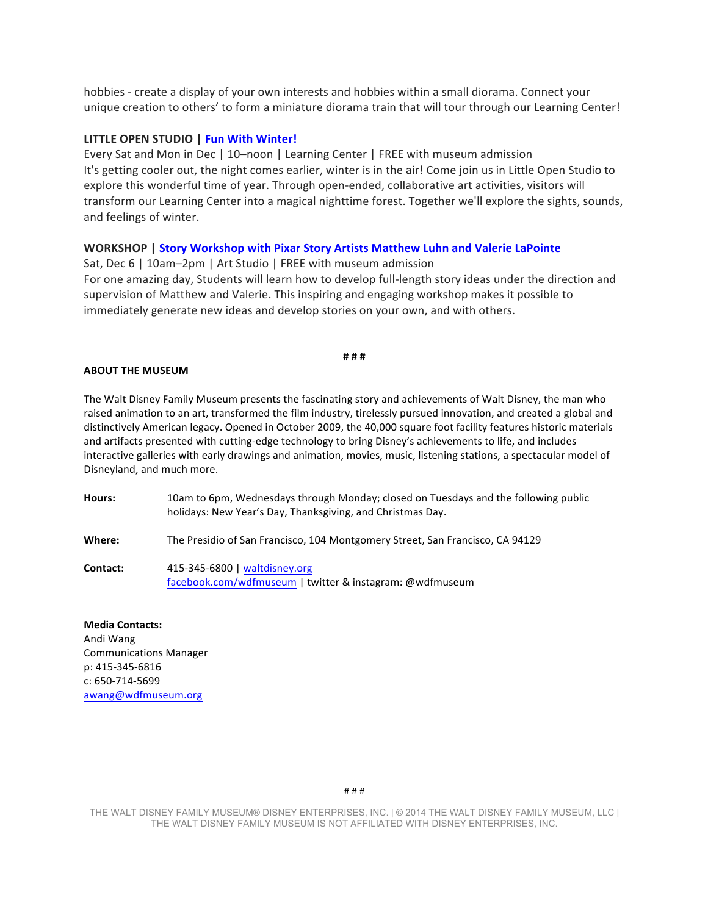hobbies - create a display of your own interests and hobbies within a small diorama. Connect your unique creation to others' to form a miniature diorama train that will tour through our Learning Center!

**LITTLE OPEN STUDIO | Fun With Winter!**
Every Sat and Mon in Dec | 10–noon | Learning Center | FREE with museum admission
It's getting cooler out, the night comes earlier, winter is in the air! Come join us in Little Open Studio to explore this wonderful time of year. Through open-ended, collaborative art activities, visitors will transform our Learning Center into a magical nighttime forest. Together we'll explore the sights, sounds, and feelings of winter.

**WORKSHOP | Story Workshop with Pixar Story Artists Matthew Luhn and Valerie LaPointe**
Sat, Dec 6 | 10am–2pm | Art Studio | FREE with museum admission
For one amazing day, Students will learn how to develop full-length story ideas under the direction and supervision of Matthew and Valerie. This inspiring and engaging workshop makes it possible to immediately generate new ideas and develop stories on your own, and with others.

# # #

**ABOUT THE MUSEUM**

The Walt Disney Family Museum presents the fascinating story and achievements of Walt Disney, the man who raised animation to an art, transformed the film industry, tirelessly pursued innovation, and created a global and distinctively American legacy. Opened in October 2009, the 40,000 square foot facility features historic materials and artifacts presented with cutting-edge technology to bring Disney's achievements to life, and includes interactive galleries with early drawings and animation, movies, music, listening stations, a spectacular model of Disneyland, and much more.

**Hours:** 10am to 6pm, Wednesdays through Monday; closed on Tuesdays and the following public holidays: New Year's Day, Thanksgiving, and Christmas Day.

**Where:** The Presidio of San Francisco, 104 Montgomery Street, San Francisco, CA 94129

**Contact:** 415-345-6800 | waltdisney.org
facebook.com/wdfmuseum | twitter & instagram: @wdfmuseum

**Media Contacts:**
Andi Wang
Communications Manager
p: 415-345-6816
c: 650-714-5699
awang@wdfmuseum.org

# # #

THE WALT DISNEY FAMILY MUSEUM® DISNEY ENTERPRISES, INC. | © 2014 THE WALT DISNEY FAMILY MUSEUM, LLC | THE WALT DISNEY FAMILY MUSEUM IS NOT AFFILIATED WITH DISNEY ENTERPRISES, INC.